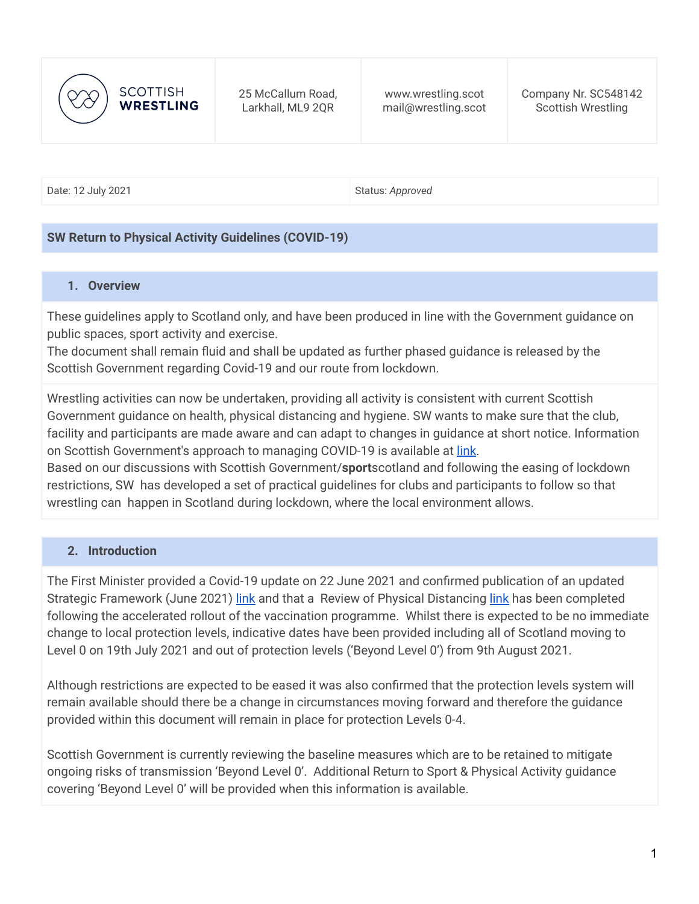| SCOTTISH WRESTLING | 25 McCallum Road, Larkhall, ML9 2QR | www.wrestling.scot mail@wrestling.scot | Company Nr. SC548142 Scottish Wrestling |
|---|---|---|---|

| Date: 12 July 2021 | Status: *Approved* |
|---|---|

## SW Return to Physical Activity Guidelines (COVID-19)

### 1. Overview

These guidelines apply to Scotland only, and have been produced in line with the Government guidance on public spaces, sport activity and exercise.
The document shall remain fluid and shall be updated as further phased guidance is released by the Scottish Government regarding Covid-19 and our route from lockdown.

Wrestling activities can now be undertaken, providing all activity is consistent with current Scottish Government guidance on health, physical distancing and hygiene. SW wants to make sure that the club, facility and participants are made aware and can adapt to changes in guidance at short notice. Information on Scottish Government's approach to managing COVID-19 is available at link.
Based on our discussions with Scottish Government/**sport**scotland and following the easing of lockdown restrictions, SW has developed a set of practical guidelines for clubs and participants to follow so that wrestling can happen in Scotland during lockdown, where the local environment allows.

### 2. Introduction

The First Minister provided a Covid-19 update on 22 June 2021 and confirmed publication of an updated Strategic Framework (June 2021) link and that a Review of Physical Distancing link has been completed following the accelerated rollout of the vaccination programme. Whilst there is expected to be no immediate change to local protection levels, indicative dates have been provided including all of Scotland moving to Level 0 on 19th July 2021 and out of protection levels ('Beyond Level 0') from 9th August 2021.

Although restrictions are expected to be eased it was also confirmed that the protection levels system will remain available should there be a change in circumstances moving forward and therefore the guidance provided within this document will remain in place for protection Levels 0-4.

Scottish Government is currently reviewing the baseline measures which are to be retained to mitigate ongoing risks of transmission 'Beyond Level 0'. Additional Return to Sport & Physical Activity guidance covering 'Beyond Level 0' will be provided when this information is available.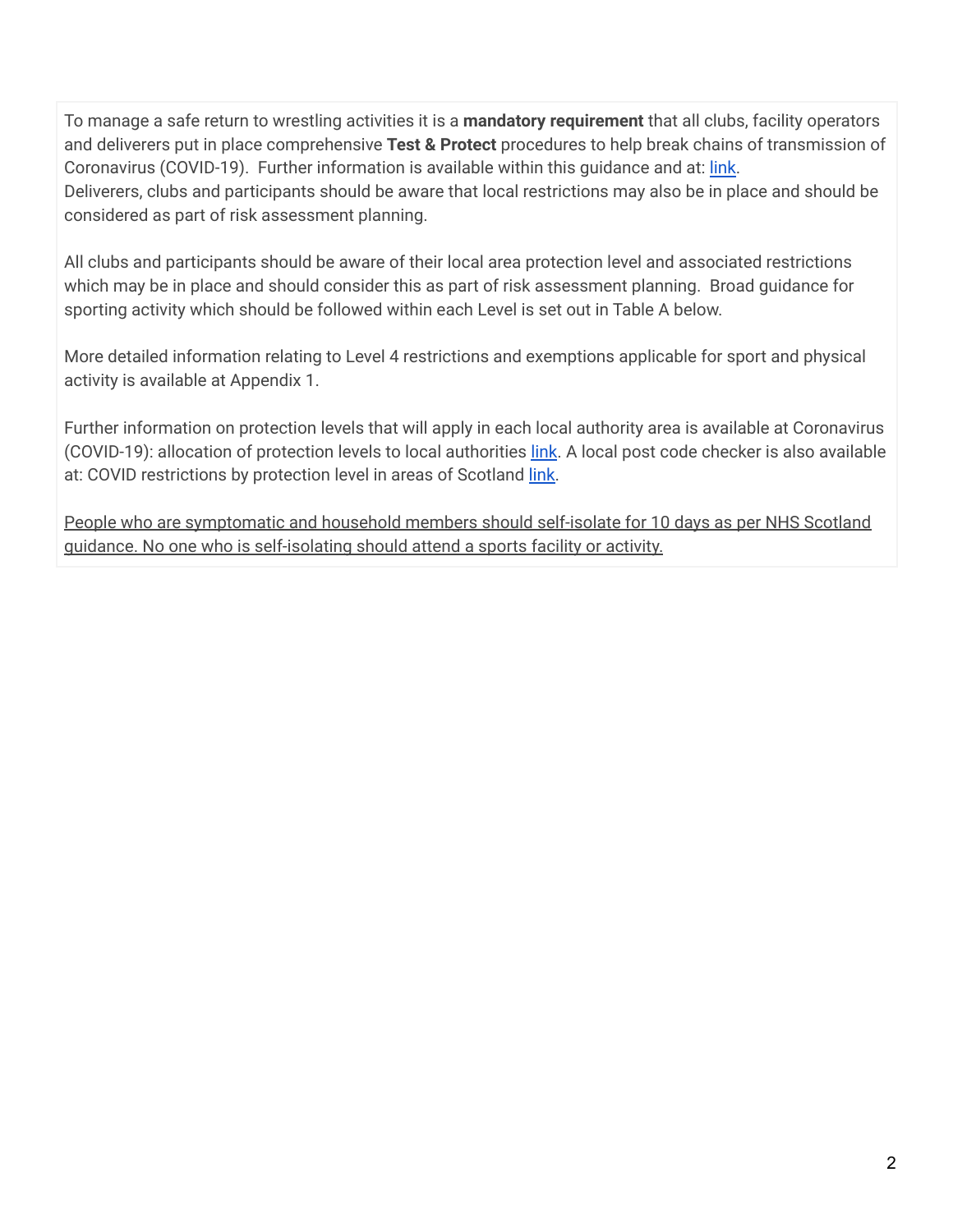To manage a safe return to wrestling activities it is a **mandatory requirement** that all clubs, facility operators and deliverers put in place comprehensive **Test & Protect** procedures to help break chains of transmission of Coronavirus (COVID-19). Further information is available within this guidance and at: [link](#).
Deliverers, clubs and participants should be aware that local restrictions may also be in place and should be considered as part of risk assessment planning.

All clubs and participants should be aware of their local area protection level and associated restrictions which may be in place and should consider this as part of risk assessment planning. Broad guidance for sporting activity which should be followed within each Level is set out in Table A below.

More detailed information relating to Level 4 restrictions and exemptions applicable for sport and physical activity is available at Appendix 1.

Further information on protection levels that will apply in each local authority area is available at Coronavirus (COVID-19): allocation of protection levels to local authorities [link](#). A local post code checker is also available at: COVID restrictions by protection level in areas of Scotland [link](#).

<u>People who are symptomatic and household members should self-isolate for 10 days as per NHS Scotland guidance. No one who is self-isolating should attend a sports facility or activity.</u>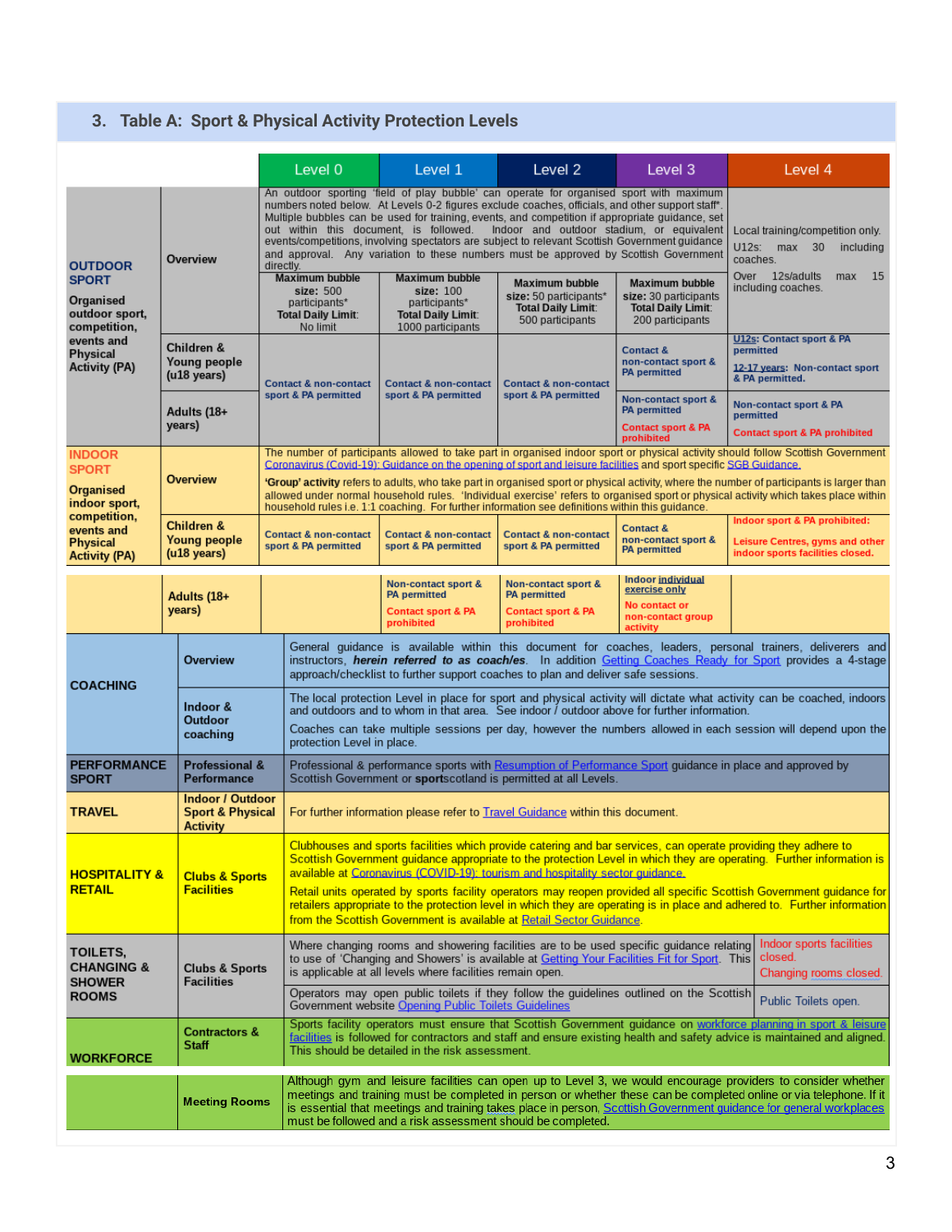## 3. Table A: Sport & Physical Activity Protection Levels

| | | Level 0 | Level 1 | Level 2 | Level 3 | Level 4 |
|---|---|---|---|---|---|---|
| **OUTDOOR SPORT** **Organised outdoor sport, competition, events and Physical Activity (PA)** | **Overview** | An outdoor sporting 'field of play bubble' can operate for organised sport with maximum numbers noted below. At Levels 0-2 figures exclude coaches, officials, and other support staff*. Multiple bubbles can be used for training, events, and competition if appropriate guidance, set out within this document, is followed. Indoor and outdoor stadium, or equivalent events/competitions, involving spectators are subject to relevant Scottish Government guidance and approval. Any variation to these numbers must be approved by Scottish Government directly. **Maximum bubble size:** 500 participants* **Total Daily Limit**: No limit | **Maximum bubble size:** 100 participants* **Total Daily Limit**: 1000 participants | **Maximum bubble size:** 50 participants* **Total Daily Limit**: 500 participants | **Maximum bubble size:** 30 participants **Total Daily Limit**: 200 participants | Local training/competition only. U12s: max 30 including coaches. Over 12s/adults max 15 including coaches. |
| | **Children & Young people (u18 years)** | Contact & non-contact sport & PA permitted | Contact & non-contact sport & PA permitted | Contact & non-contact sport & PA permitted | Contact & non-contact sport & PA permitted | **U12s**: Contact sport & PA permitted. **12-17 years**: Non-contact sport & PA permitted. |
| | **Adults (18+ years)** | | | | Non-contact sport & PA permitted. Contact sport & PA prohibited | Non-contact sport & PA permitted. Contact sport & PA prohibited |
| **INDOOR SPORT** **Organised indoor sport, competition, events and Physical Activity (PA)** | **Overview** | The number of participants allowed to take part in organised indoor sport or physical activity should follow Scottish Government Coronavirus (Covid-19): Guidance on the opening of sport and leisure facilities and sport specific SGB Guidance. **'Group' activity** refers to adults, who take part in organised sport or physical activity, where the number of participants is larger than allowed under normal household rules. 'Individual exercise' refers to organised sport or physical activity which takes place within household rules i.e. 1:1 coaching. For further information see definitions within this guidance. | | | | |
| | **Children & Young people (u18 years)** | Contact & non-contact sport & PA permitted | Contact & non-contact sport & PA permitted | Contact & non-contact sport & PA permitted | Contact & non-contact sport & PA permitted | Indoor sport & PA prohibited: Leisure Centres, gyms and other indoor sports facilities closed. |
| | **Adults (18+ years)** | | Non-contact sport & PA permitted. Contact sport & PA prohibited | Non-contact sport & PA permitted. Contact sport & PA prohibited | Indoor **individual exercise only**. No contact or non-contact group activity | |
| **COACHING** | **Overview** | General guidance is available within this document for coaches, leaders, personal trainers, deliverers and instructors, ***herein referred to as coaches***. In addition Getting Coaches Ready for Sport provides a 4-stage approach/checklist to further support coaches to plan and deliver safe sessions. | | | | |
| | **Indoor & Outdoor coaching** | The local protection Level in place for sport and physical activity will dictate what activity can be coached, indoors and outdoors and to whom in that area. See indoor / outdoor above for further information. Coaches can take multiple sessions per day, however the numbers allowed in each session will depend upon the protection Level in place. | | | | |
| **PERFORMANCE SPORT** | **Professional & Performance** | Professional & performance sports with Resumption of Performance Sport guidance in place and approved by Scottish Government or **sport**scotland is permitted at all Levels. | | | | |
| **TRAVEL** | **Indoor / Outdoor Sport & Physical Activity** | For further information please refer to Travel Guidance within this document. | | | | |
| **HOSPITALITY & RETAIL** | **Clubs & Sports Facilities** | Clubhouses and sports facilities which provide catering and bar services, can operate providing they adhere to Scottish Government guidance appropriate to the protection Level in which they are operating. Further information is available at Coronavirus (COVID-19): tourism and hospitality sector guidance. Retail units operated by sports facility operators may reopen provided all specific Scottish Government guidance for retailers appropriate to the protection level in which they are operating is in place and adhered to. Further information from the Scottish Government is available at Retail Sector Guidance. | | | | |
| **TOILETS, CHANGING & SHOWER ROOMS** | **Clubs & Sports Facilities** | Where changing rooms and showering facilities are to be used specific guidance relating to use of 'Changing and Showers' is available at Getting Your Facilities Fit for Sport. This is applicable at all levels where facilities remain open. | | | | Indoor sports facilities closed. Changing rooms closed. |
| | | Operators may open public toilets if they follow the guidelines outlined on the Scottish Government website Opening Public Toilets Guidelines | | | | Public Toilets open. |
| **WORKFORCE** | **Contractors & Staff** | Sports facility operators must ensure that Scottish Government guidance on workforce planning in sport & leisure facilities is followed for contractors and staff and ensure existing health and safety advice is maintained and aligned. This should be detailed in the risk assessment. | | | | |
| | **Meeting Rooms** | Although gym and leisure facilities can open up to Level 3, we would encourage providers to consider whether meetings and training must be completed in person or whether these can be completed online or via telephone. If it is essential that meetings and training takes place in person, Scottish Government guidance for general workplaces must be followed and a risk assessment should be completed. | | | | |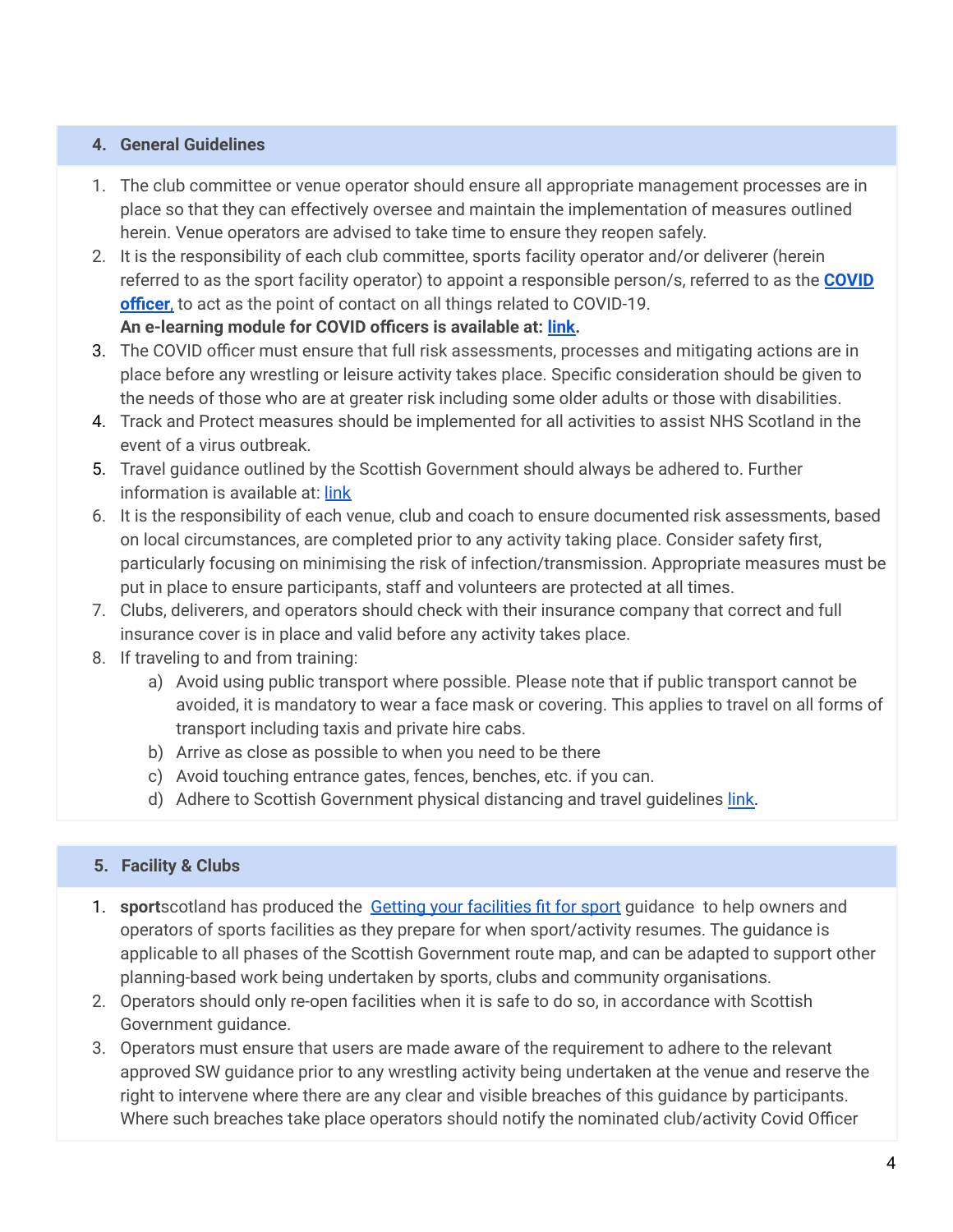## 4. General Guidelines

1. The club committee or venue operator should ensure all appropriate management processes are in place so that they can effectively oversee and maintain the implementation of measures outlined herein. Venue operators are advised to take time to ensure they reopen safely.
2. It is the responsibility of each club committee, sports facility operator and/or deliverer (herein referred to as the sport facility operator) to appoint a responsible person/s, referred to as the **COVID officer**, to act as the point of contact on all things related to COVID-19.
   **An e-learning module for COVID officers is available at: link.**
3. The COVID officer must ensure that full risk assessments, processes and mitigating actions are in place before any wrestling or leisure activity takes place. Specific consideration should be given to the needs of those who are at greater risk including some older adults or those with disabilities.
4. Track and Protect measures should be implemented for all activities to assist NHS Scotland in the event of a virus outbreak.
5. Travel guidance outlined by the Scottish Government should always be adhered to. Further information is available at: link
6. It is the responsibility of each venue, club and coach to ensure documented risk assessments, based on local circumstances, are completed prior to any activity taking place. Consider safety first, particularly focusing on minimising the risk of infection/transmission. Appropriate measures must be put in place to ensure participants, staff and volunteers are protected at all times.
7. Clubs, deliverers, and operators should check with their insurance company that correct and full insurance cover is in place and valid before any activity takes place.
8. If traveling to and from training:
   a) Avoid using public transport where possible. Please note that if public transport cannot be avoided, it is mandatory to wear a face mask or covering. This applies to travel on all forms of transport including taxis and private hire cabs.
   b) Arrive as close as possible to when you need to be there
   c) Avoid touching entrance gates, fences, benches, etc. if you can.
   d) Adhere to Scottish Government physical distancing and travel guidelines link.

## 5. Facility & Clubs

1. **sport**scotland has produced the Getting your facilities fit for sport guidance to help owners and operators of sports facilities as they prepare for when sport/activity resumes. The guidance is applicable to all phases of the Scottish Government route map, and can be adapted to support other planning-based work being undertaken by sports, clubs and community organisations.
2. Operators should only re-open facilities when it is safe to do so, in accordance with Scottish Government guidance.
3. Operators must ensure that users are made aware of the requirement to adhere to the relevant approved SW guidance prior to any wrestling activity being undertaken at the venue and reserve the right to intervene where there are any clear and visible breaches of this guidance by participants. Where such breaches take place operators should notify the nominated club/activity Covid Officer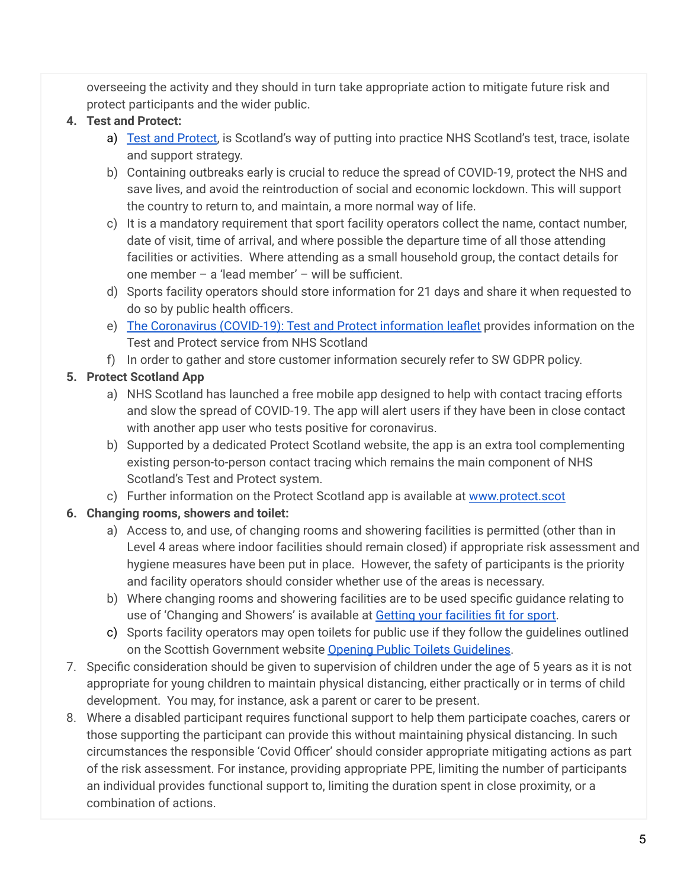overseeing the activity and they should in turn take appropriate action to mitigate future risk and protect participants and the wider public.

4. **Test and Protect:**
    a) [Test and Protect](), is Scotland's way of putting into practice NHS Scotland's test, trace, isolate and support strategy.
    b) Containing outbreaks early is crucial to reduce the spread of COVID-19, protect the NHS and save lives, and avoid the reintroduction of social and economic lockdown. This will support the country to return to, and maintain, a more normal way of life.
    c) It is a mandatory requirement that sport facility operators collect the name, contact number, date of visit, time of arrival, and where possible the departure time of all those attending facilities or activities. Where attending as a small household group, the contact details for one member – a 'lead member' – will be sufficient.
    d) Sports facility operators should store information for 21 days and share it when requested to do so by public health officers.
    e) [The Coronavirus (COVID-19): Test and Protect information leaflet]() provides information on the Test and Protect service from NHS Scotland
    f) In order to gather and store customer information securely refer to SW GDPR policy.
5. **Protect Scotland App**
    a) NHS Scotland has launched a free mobile app designed to help with contact tracing efforts and slow the spread of COVID-19. The app will alert users if they have been in close contact with another app user who tests positive for coronavirus.
    b) Supported by a dedicated Protect Scotland website, the app is an extra tool complementing existing person-to-person contact tracing which remains the main component of NHS Scotland's Test and Protect system.
    c) Further information on the Protect Scotland app is available at [www.protect.scot]()
6. **Changing rooms, showers and toilet:**
    a) Access to, and use, of changing rooms and showering facilities is permitted (other than in Level 4 areas where indoor facilities should remain closed) if appropriate risk assessment and hygiene measures have been put in place. However, the safety of participants is the priority and facility operators should consider whether use of the areas is necessary.
    b) Where changing rooms and showering facilities are to be used specific guidance relating to use of 'Changing and Showers' is available at [Getting your facilities fit for sport]().
    c) Sports facility operators may open toilets for public use if they follow the guidelines outlined on the Scottish Government website [Opening Public Toilets Guidelines]().
7. Specific consideration should be given to supervision of children under the age of 5 years as it is not appropriate for young children to maintain physical distancing, either practically or in terms of child development. You may, for instance, ask a parent or carer to be present.
8. Where a disabled participant requires functional support to help them participate coaches, carers or those supporting the participant can provide this without maintaining physical distancing. In such circumstances the responsible 'Covid Officer' should consider appropriate mitigating actions as part of the risk assessment. For instance, providing appropriate PPE, limiting the number of participants an individual provides functional support to, limiting the duration spent in close proximity, or a combination of actions.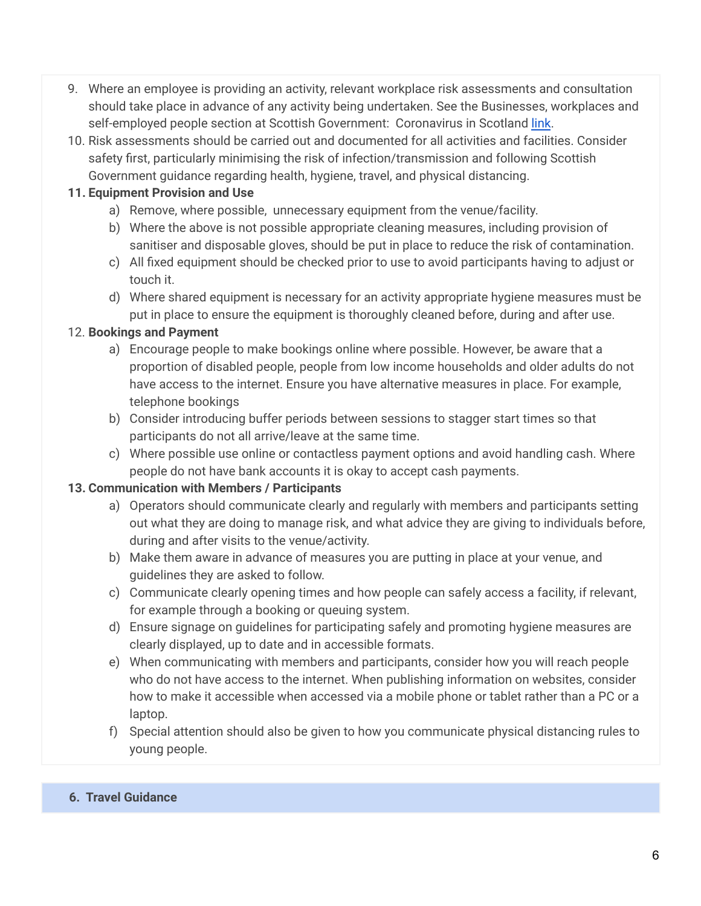9. Where an employee is providing an activity, relevant workplace risk assessments and consultation should take place in advance of any activity being undertaken. See the Businesses, workplaces and self-employed people section at Scottish Government: Coronavirus in Scotland link.
10. Risk assessments should be carried out and documented for all activities and facilities. Consider safety first, particularly minimising the risk of infection/transmission and following Scottish Government guidance regarding health, hygiene, travel, and physical distancing.
11. **Equipment Provision and Use**
    a) Remove, where possible, unnecessary equipment from the venue/facility.
    b) Where the above is not possible appropriate cleaning measures, including provision of sanitiser and disposable gloves, should be put in place to reduce the risk of contamination.
    c) All fixed equipment should be checked prior to use to avoid participants having to adjust or touch it.
    d) Where shared equipment is necessary for an activity appropriate hygiene measures must be put in place to ensure the equipment is thoroughly cleaned before, during and after use.
12. **Bookings and Payment**
    a) Encourage people to make bookings online where possible. However, be aware that a proportion of disabled people, people from low income households and older adults do not have access to the internet. Ensure you have alternative measures in place. For example, telephone bookings
    b) Consider introducing buffer periods between sessions to stagger start times so that participants do not all arrive/leave at the same time.
    c) Where possible use online or contactless payment options and avoid handling cash. Where people do not have bank accounts it is okay to accept cash payments.
13. **Communication with Members / Participants**
    a) Operators should communicate clearly and regularly with members and participants setting out what they are doing to manage risk, and what advice they are giving to individuals before, during and after visits to the venue/activity.
    b) Make them aware in advance of measures you are putting in place at your venue, and guidelines they are asked to follow.
    c) Communicate clearly opening times and how people can safely access a facility, if relevant, for example through a booking or queuing system.
    d) Ensure signage on guidelines for participating safely and promoting hygiene measures are clearly displayed, up to date and in accessible formats.
    e) When communicating with members and participants, consider how you will reach people who do not have access to the internet. When publishing information on websites, consider how to make it accessible when accessed via a mobile phone or tablet rather than a PC or a laptop.
    f) Special attention should also be given to how you communicate physical distancing rules to young people.

## 6. Travel Guidance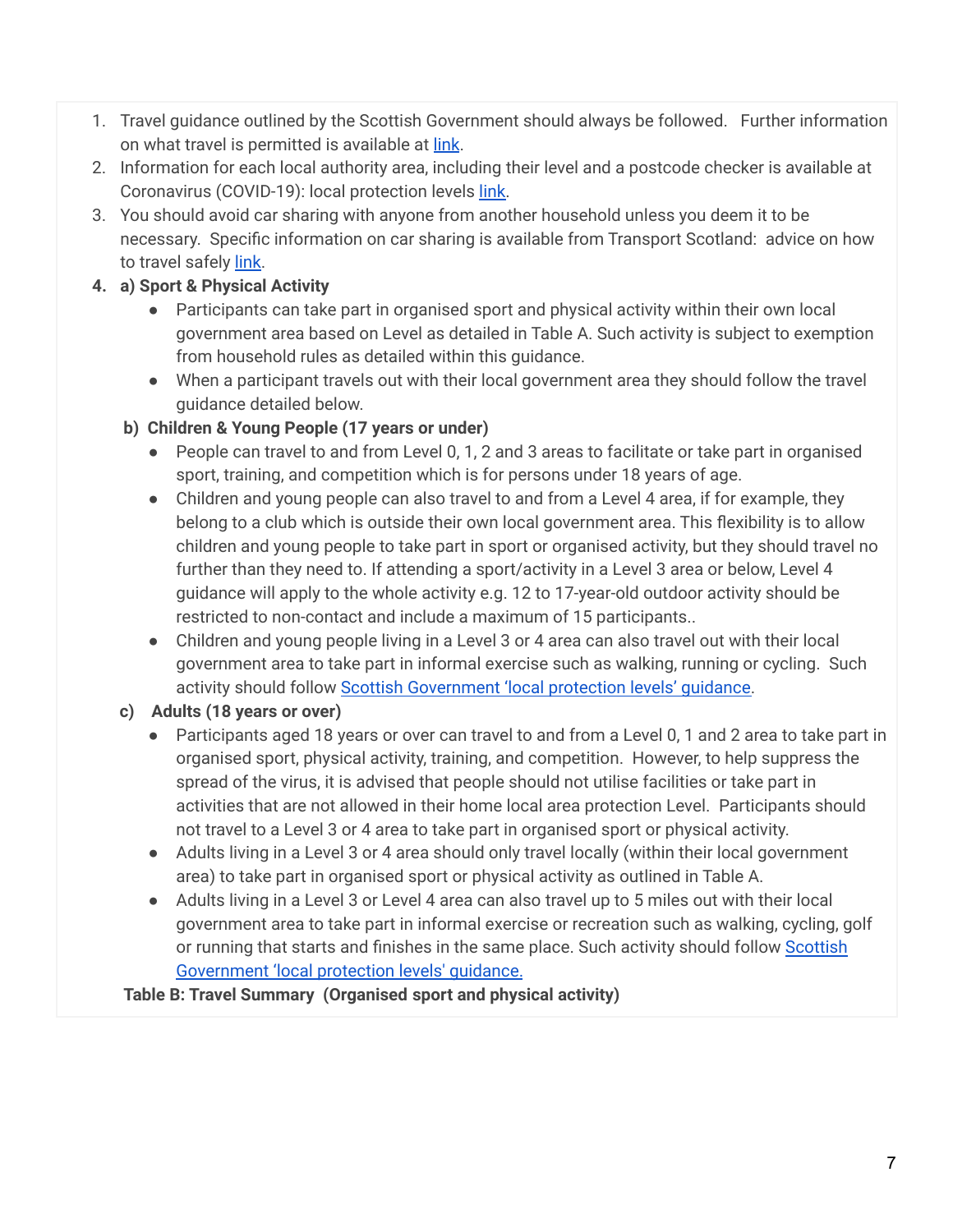1. Travel guidance outlined by the Scottish Government should always be followed. Further information on what travel is permitted is available at link.
2. Information for each local authority area, including their level and a postcode checker is available at Coronavirus (COVID-19): local protection levels link.
3. You should avoid car sharing with anyone from another household unless you deem it to be necessary. Specific information on car sharing is available from Transport Scotland: advice on how to travel safely link.
4. **a) Sport & Physical Activity**
   - Participants can take part in organised sport and physical activity within their own local government area based on Level as detailed in Table A. Such activity is subject to exemption from household rules as detailed within this guidance.
   - When a participant travels out with their local government area they should follow the travel guidance detailed below.

   **b) Children & Young People (17 years or under)**
   - People can travel to and from Level 0, 1, 2 and 3 areas to facilitate or take part in organised sport, training, and competition which is for persons under 18 years of age.
   - Children and young people can also travel to and from a Level 4 area, if for example, they belong to a club which is outside their own local government area. This flexibility is to allow children and young people to take part in sport or organised activity, but they should travel no further than they need to. If attending a sport/activity in a Level 3 area or below, Level 4 guidance will apply to the whole activity e.g. 12 to 17-year-old outdoor activity should be restricted to non-contact and include a maximum of 15 participants..
   - Children and young people living in a Level 3 or 4 area can also travel out with their local government area to take part in informal exercise such as walking, running or cycling. Such activity should follow Scottish Government 'local protection levels' guidance.

   **c) Adults (18 years or over)**
   - Participants aged 18 years or over can travel to and from a Level 0, 1 and 2 area to take part in organised sport, physical activity, training, and competition. However, to help suppress the spread of the virus, it is advised that people should not utilise facilities or take part in activities that are not allowed in their home local area protection Level. Participants should not travel to a Level 3 or 4 area to take part in organised sport or physical activity.
   - Adults living in a Level 3 or 4 area should only travel locally (within their local government area) to take part in organised sport or physical activity as outlined in Table A.
   - Adults living in a Level 3 or Level 4 area can also travel up to 5 miles out with their local government area to take part in informal exercise or recreation such as walking, cycling, golf or running that starts and finishes in the same place. Such activity should follow Scottish Government 'local protection levels' guidance.

**Table B: Travel Summary (Organised sport and physical activity)**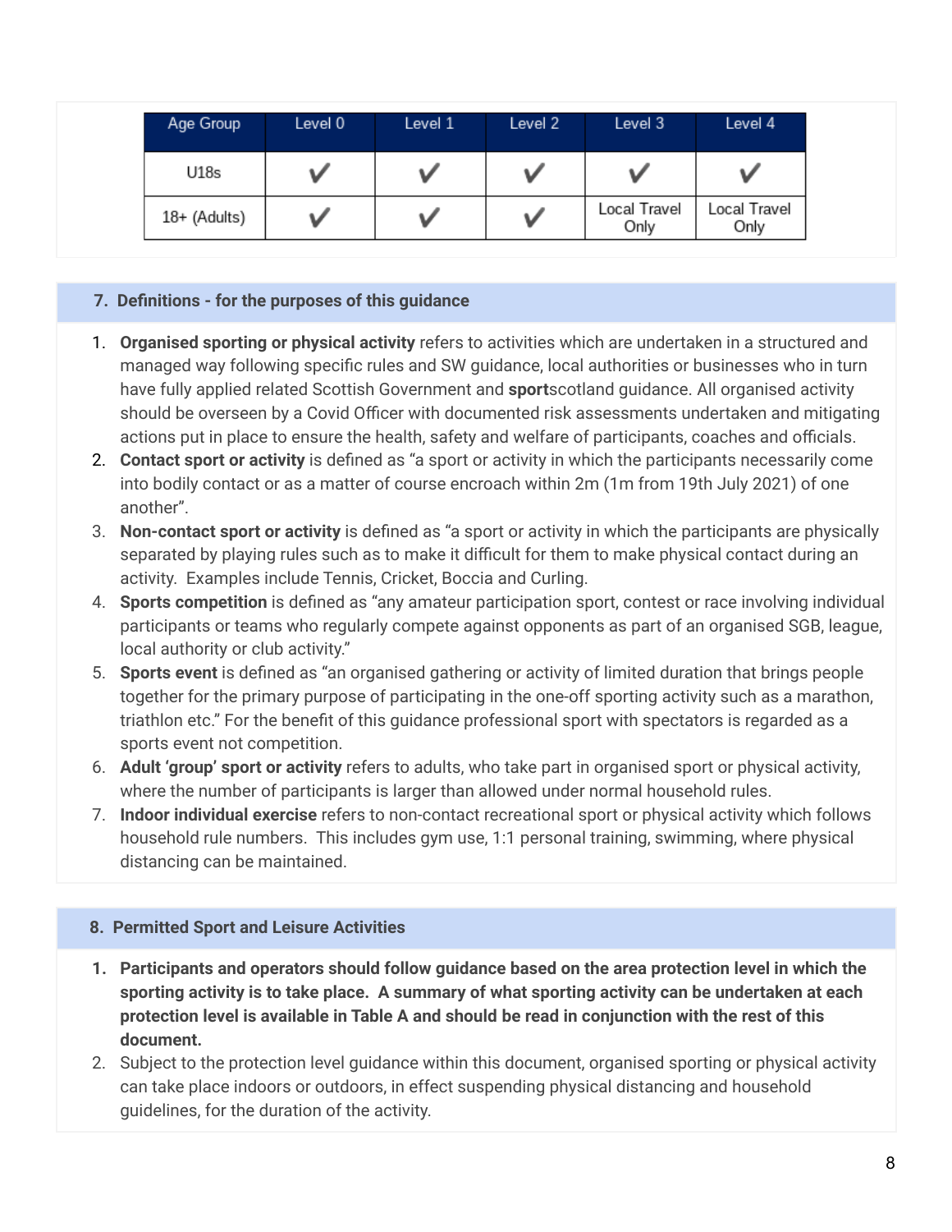| Age Group | Level 0 | Level 1 | Level 2 | Level 3 | Level 4 |
|---|---|---|---|---|---|
| U18s | ✔ | ✔ | ✔ | ✔ | ✔ |
| 18+ (Adults) | ✔ | ✔ | ✔ | Local Travel Only | Local Travel Only |

## 7. Definitions - for the purposes of this guidance

1. **Organised sporting or physical activity** refers to activities which are undertaken in a structured and managed way following specific rules and SW guidance, local authorities or businesses who in turn have fully applied related Scottish Government and **sport**scotland guidance. All organised activity should be overseen by a Covid Officer with documented risk assessments undertaken and mitigating actions put in place to ensure the health, safety and welfare of participants, coaches and officials.
2. **Contact sport or activity** is defined as "a sport or activity in which the participants necessarily come into bodily contact or as a matter of course encroach within 2m (1m from 19th July 2021) of one another".
3. **Non-contact sport or activity** is defined as "a sport or activity in which the participants are physically separated by playing rules such as to make it difficult for them to make physical contact during an activity. Examples include Tennis, Cricket, Boccia and Curling.
4. **Sports competition** is defined as "any amateur participation sport, contest or race involving individual participants or teams who regularly compete against opponents as part of an organised SGB, league, local authority or club activity."
5. **Sports event** is defined as "an organised gathering or activity of limited duration that brings people together for the primary purpose of participating in the one-off sporting activity such as a marathon, triathlon etc." For the benefit of this guidance professional sport with spectators is regarded as a sports event not competition.
6. **Adult 'group' sport or activity** refers to adults, who take part in organised sport or physical activity, where the number of participants is larger than allowed under normal household rules.
7. **Indoor individual exercise** refers to non-contact recreational sport or physical activity which follows household rule numbers. This includes gym use, 1:1 personal training, swimming, where physical distancing can be maintained.

## 8. Permitted Sport and Leisure Activities

1. **Participants and operators should follow guidance based on the area protection level in which the sporting activity is to take place. A summary of what sporting activity can be undertaken at each protection level is available in Table A and should be read in conjunction with the rest of this document.**
2. Subject to the protection level guidance within this document, organised sporting or physical activity can take place indoors or outdoors, in effect suspending physical distancing and household guidelines, for the duration of the activity.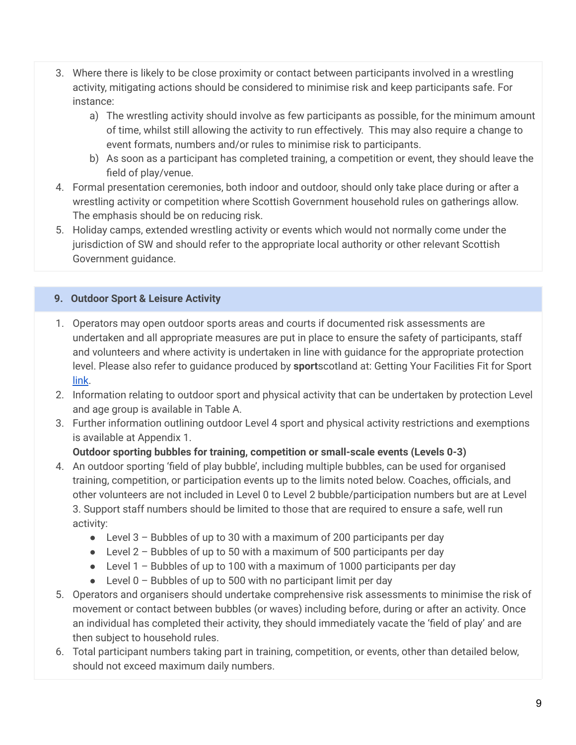3. Where there is likely to be close proximity or contact between participants involved in a wrestling activity, mitigating actions should be considered to minimise risk and keep participants safe. For instance:
    a) The wrestling activity should involve as few participants as possible, for the minimum amount of time, whilst still allowing the activity to run effectively. This may also require a change to event formats, numbers and/or rules to minimise risk to participants.
    b) As soon as a participant has completed training, a competition or event, they should leave the field of play/venue.
4. Formal presentation ceremonies, both indoor and outdoor, should only take place during or after a wrestling activity or competition where Scottish Government household rules on gatherings allow. The emphasis should be on reducing risk.
5. Holiday camps, extended wrestling activity or events which would not normally come under the jurisdiction of SW and should refer to the appropriate local authority or other relevant Scottish Government guidance.

## 9. Outdoor Sport & Leisure Activity

1. Operators may open outdoor sports areas and courts if documented risk assessments are undertaken and all appropriate measures are put in place to ensure the safety of participants, staff and volunteers and where activity is undertaken in line with guidance for the appropriate protection level. Please also refer to guidance produced by **sport**scotland at: Getting Your Facilities Fit for Sport link.
2. Information relating to outdoor sport and physical activity that can be undertaken by protection Level and age group is available in Table A.
3. Further information outlining outdoor Level 4 sport and physical activity restrictions and exemptions is available at Appendix 1.

**Outdoor sporting bubbles for training, competition or small-scale events (Levels 0-3)**

4. An outdoor sporting 'field of play bubble', including multiple bubbles, can be used for organised training, competition, or participation events up to the limits noted below. Coaches, officials, and other volunteers are not included in Level 0 to Level 2 bubble/participation numbers but are at Level 3. Support staff numbers should be limited to those that are required to ensure a safe, well run activity:
    - Level 3 – Bubbles of up to 30 with a maximum of 200 participants per day
    - Level 2 – Bubbles of up to 50 with a maximum of 500 participants per day
    - Level 1 – Bubbles of up to 100 with a maximum of 1000 participants per day
    - Level 0 – Bubbles of up to 500 with no participant limit per day
5. Operators and organisers should undertake comprehensive risk assessments to minimise the risk of movement or contact between bubbles (or waves) including before, during or after an activity. Once an individual has completed their activity, they should immediately vacate the 'field of play' and are then subject to household rules.
6. Total participant numbers taking part in training, competition, or events, other than detailed below, should not exceed maximum daily numbers.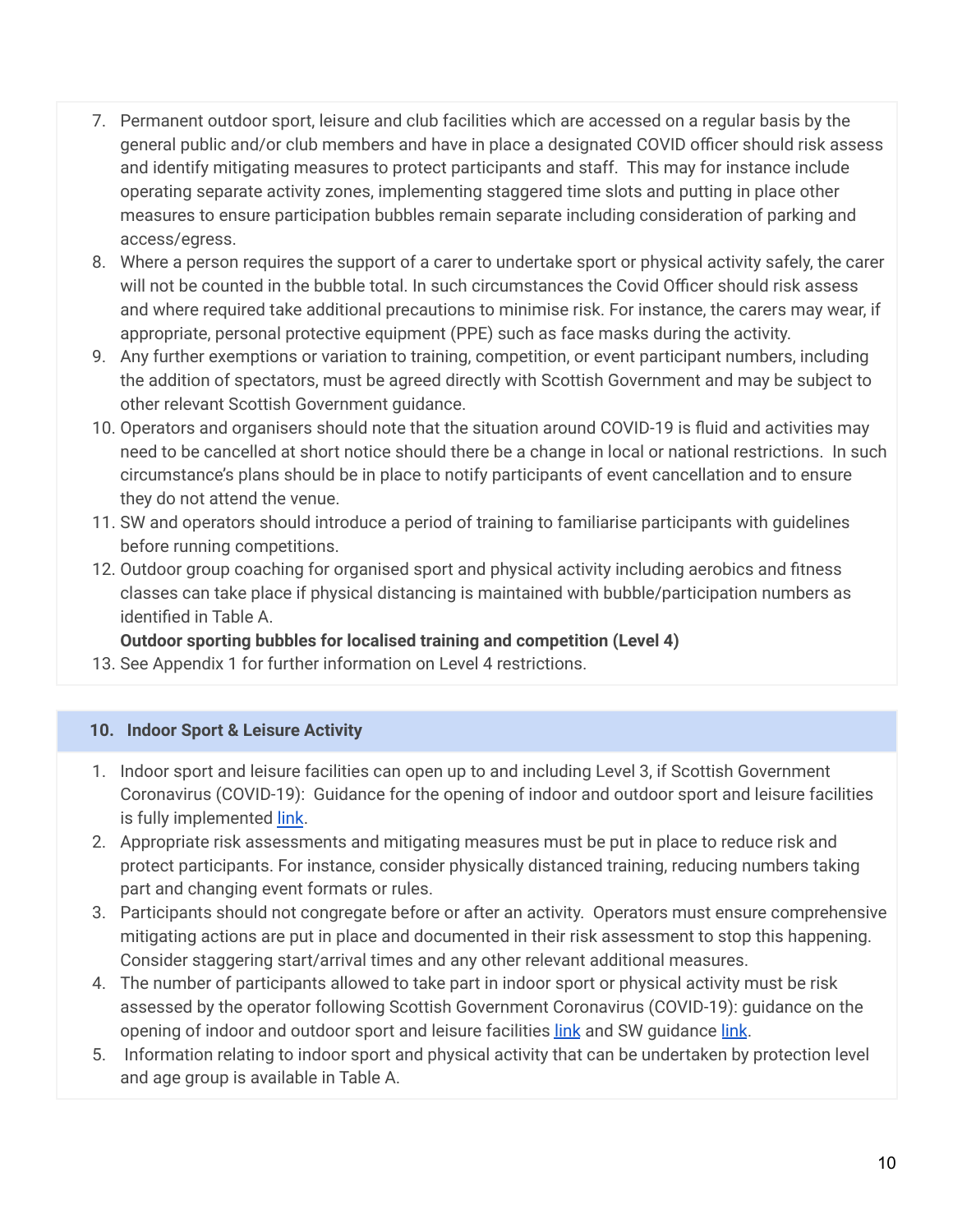7. Permanent outdoor sport, leisure and club facilities which are accessed on a regular basis by the general public and/or club members and have in place a designated COVID officer should risk assess and identify mitigating measures to protect participants and staff. This may for instance include operating separate activity zones, implementing staggered time slots and putting in place other measures to ensure participation bubbles remain separate including consideration of parking and access/egress.
8. Where a person requires the support of a carer to undertake sport or physical activity safely, the carer will not be counted in the bubble total. In such circumstances the Covid Officer should risk assess and where required take additional precautions to minimise risk. For instance, the carers may wear, if appropriate, personal protective equipment (PPE) such as face masks during the activity.
9. Any further exemptions or variation to training, competition, or event participant numbers, including the addition of spectators, must be agreed directly with Scottish Government and may be subject to other relevant Scottish Government guidance.
10. Operators and organisers should note that the situation around COVID-19 is fluid and activities may need to be cancelled at short notice should there be a change in local or national restrictions. In such circumstance's plans should be in place to notify participants of event cancellation and to ensure they do not attend the venue.
11. SW and operators should introduce a period of training to familiarise participants with guidelines before running competitions.
12. Outdoor group coaching for organised sport and physical activity including aerobics and fitness classes can take place if physical distancing is maintained with bubble/participation numbers as identified in Table A.

**Outdoor sporting bubbles for localised training and competition (Level 4)**

13. See Appendix 1 for further information on Level 4 restrictions.

## 10. Indoor Sport & Leisure Activity

1. Indoor sport and leisure facilities can open up to and including Level 3, if Scottish Government Coronavirus (COVID-19): Guidance for the opening of indoor and outdoor sport and leisure facilities is fully implemented link.
2. Appropriate risk assessments and mitigating measures must be put in place to reduce risk and protect participants. For instance, consider physically distanced training, reducing numbers taking part and changing event formats or rules.
3. Participants should not congregate before or after an activity. Operators must ensure comprehensive mitigating actions are put in place and documented in their risk assessment to stop this happening. Consider staggering start/arrival times and any other relevant additional measures.
4. The number of participants allowed to take part in indoor sport or physical activity must be risk assessed by the operator following Scottish Government Coronavirus (COVID-19): guidance on the opening of indoor and outdoor sport and leisure facilities link and SW guidance link.
5. Information relating to indoor sport and physical activity that can be undertaken by protection level and age group is available in Table A.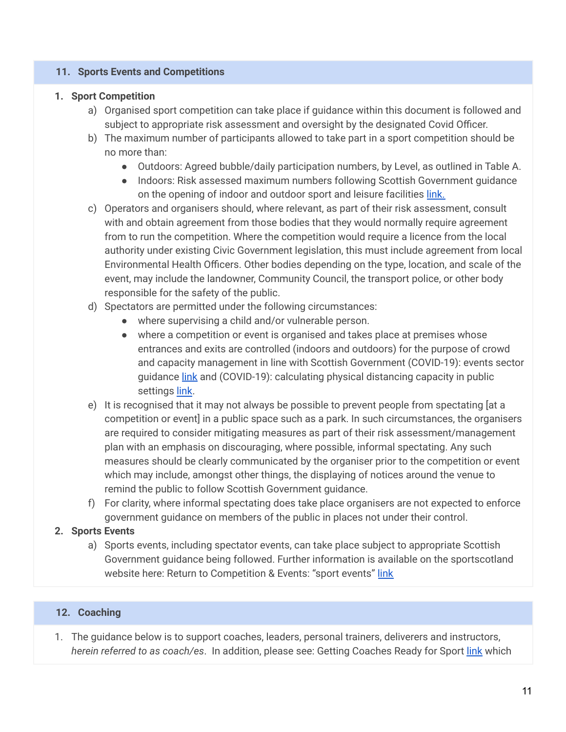## 11. Sports Events and Competitions

1. **Sport Competition**
    a) Organised sport competition can take place if guidance within this document is followed and subject to appropriate risk assessment and oversight by the designated Covid Officer.
    b) The maximum number of participants allowed to take part in a sport competition should be no more than:
        - Outdoors: Agreed bubble/daily participation numbers, by Level, as outlined in Table A.
        - Indoors: Risk assessed maximum numbers following Scottish Government guidance on the opening of indoor and outdoor sport and leisure facilities link.
    c) Operators and organisers should, where relevant, as part of their risk assessment, consult with and obtain agreement from those bodies that they would normally require agreement from to run the competition. Where the competition would require a licence from the local authority under existing Civic Government legislation, this must include agreement from local Environmental Health Officers. Other bodies depending on the type, location, and scale of the event, may include the landowner, Community Council, the transport police, or other body responsible for the safety of the public.
    d) Spectators are permitted under the following circumstances:
        - where supervising a child and/or vulnerable person.
        - where a competition or event is organised and takes place at premises whose entrances and exits are controlled (indoors and outdoors) for the purpose of crowd and capacity management in line with Scottish Government (COVID-19): events sector guidance link and (COVID-19): calculating physical distancing capacity in public settings link.
    e) It is recognised that it may not always be possible to prevent people from spectating [at a competition or event] in a public space such as a park. In such circumstances, the organisers are required to consider mitigating measures as part of their risk assessment/management plan with an emphasis on discouraging, where possible, informal spectating. Any such measures should be clearly communicated by the organiser prior to the competition or event which may include, amongst other things, the displaying of notices around the venue to remind the public to follow Scottish Government guidance.
    f) For clarity, where informal spectating does take place organisers are not expected to enforce government guidance on members of the public in places not under their control.
2. **Sports Events**
    a) Sports events, including spectator events, can take place subject to appropriate Scottish Government guidance being followed. Further information is available on the sportscotland website here: Return to Competition & Events: "sport events" link

## 12. Coaching

1. The guidance below is to support coaches, leaders, personal trainers, deliverers and instructors, *herein referred to as coach/es*. In addition, please see: Getting Coaches Ready for Sport link which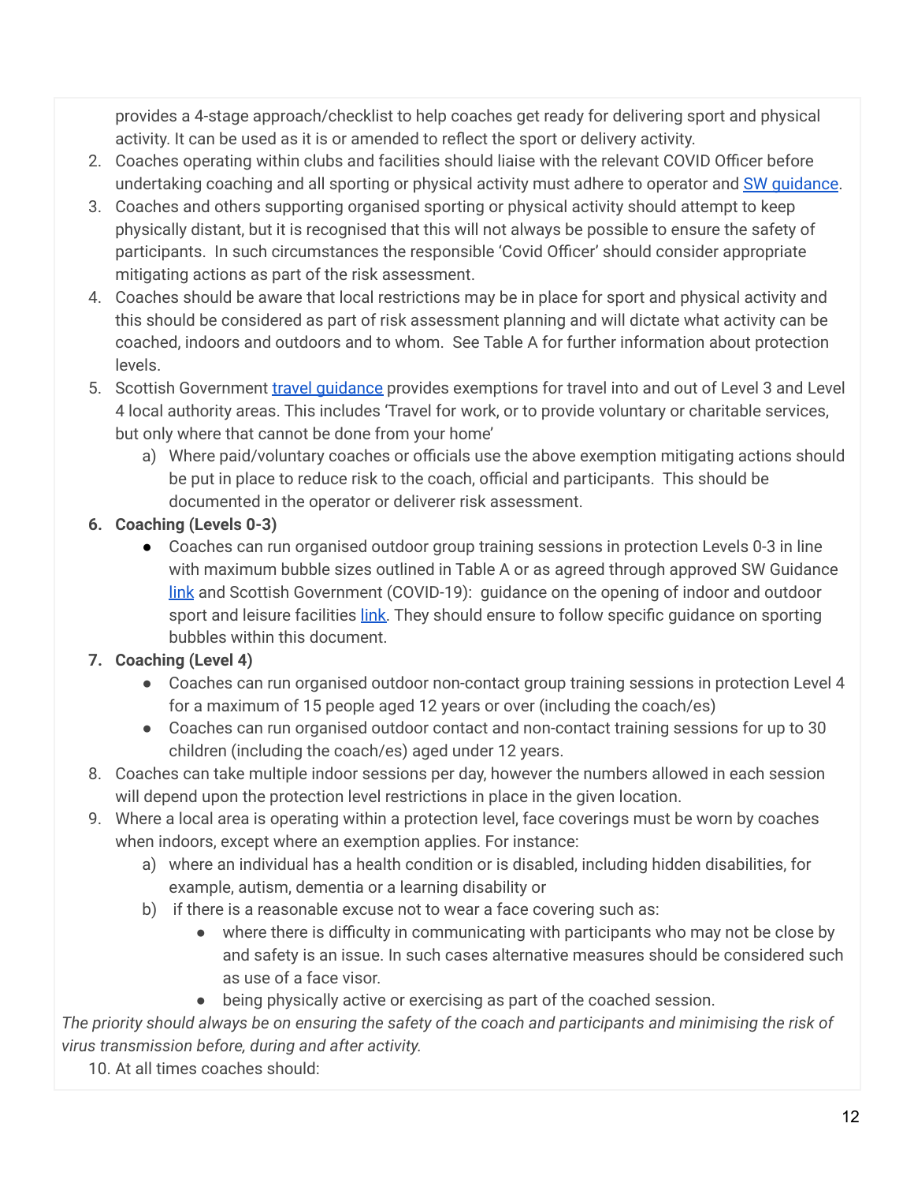provides a 4-stage approach/checklist to help coaches get ready for delivering sport and physical activity. It can be used as it is or amended to reflect the sport or delivery activity.

2. Coaches operating within clubs and facilities should liaise with the relevant COVID Officer before undertaking coaching and all sporting or physical activity must adhere to operator and SW guidance.
3. Coaches and others supporting organised sporting or physical activity should attempt to keep physically distant, but it is recognised that this will not always be possible to ensure the safety of participants. In such circumstances the responsible 'Covid Officer' should consider appropriate mitigating actions as part of the risk assessment.
4. Coaches should be aware that local restrictions may be in place for sport and physical activity and this should be considered as part of risk assessment planning and will dictate what activity can be coached, indoors and outdoors and to whom. See Table A for further information about protection levels.
5. Scottish Government travel guidance provides exemptions for travel into and out of Level 3 and Level 4 local authority areas. This includes 'Travel for work, or to provide voluntary or charitable services, but only where that cannot be done from your home'
   a) Where paid/voluntary coaches or officials use the above exemption mitigating actions should be put in place to reduce risk to the coach, official and participants. This should be documented in the operator or deliverer risk assessment.
6. **Coaching (Levels 0-3)**
   - Coaches can run organised outdoor group training sessions in protection Levels 0-3 in line with maximum bubble sizes outlined in Table A or as agreed through approved SW Guidance link and Scottish Government (COVID-19): guidance on the opening of indoor and outdoor sport and leisure facilities link. They should ensure to follow specific guidance on sporting bubbles within this document.
7. **Coaching (Level 4)**
   - Coaches can run organised outdoor non-contact group training sessions in protection Level 4 for a maximum of 15 people aged 12 years or over (including the coach/es)
   - Coaches can run organised outdoor contact and non-contact training sessions for up to 30 children (including the coach/es) aged under 12 years.
8. Coaches can take multiple indoor sessions per day, however the numbers allowed in each session will depend upon the protection level restrictions in place in the given location.
9. Where a local area is operating within a protection level, face coverings must be worn by coaches when indoors, except where an exemption applies. For instance:
   a) where an individual has a health condition or is disabled, including hidden disabilities, for example, autism, dementia or a learning disability or
   b) if there is a reasonable excuse not to wear a face covering such as:
      - where there is difficulty in communicating with participants who may not be close by and safety is an issue. In such cases alternative measures should be considered such as use of a face visor.
      - being physically active or exercising as part of the coached session.

*The priority should always be on ensuring the safety of the coach and participants and minimising the risk of virus transmission before, during and after activity.*

10. At all times coaches should: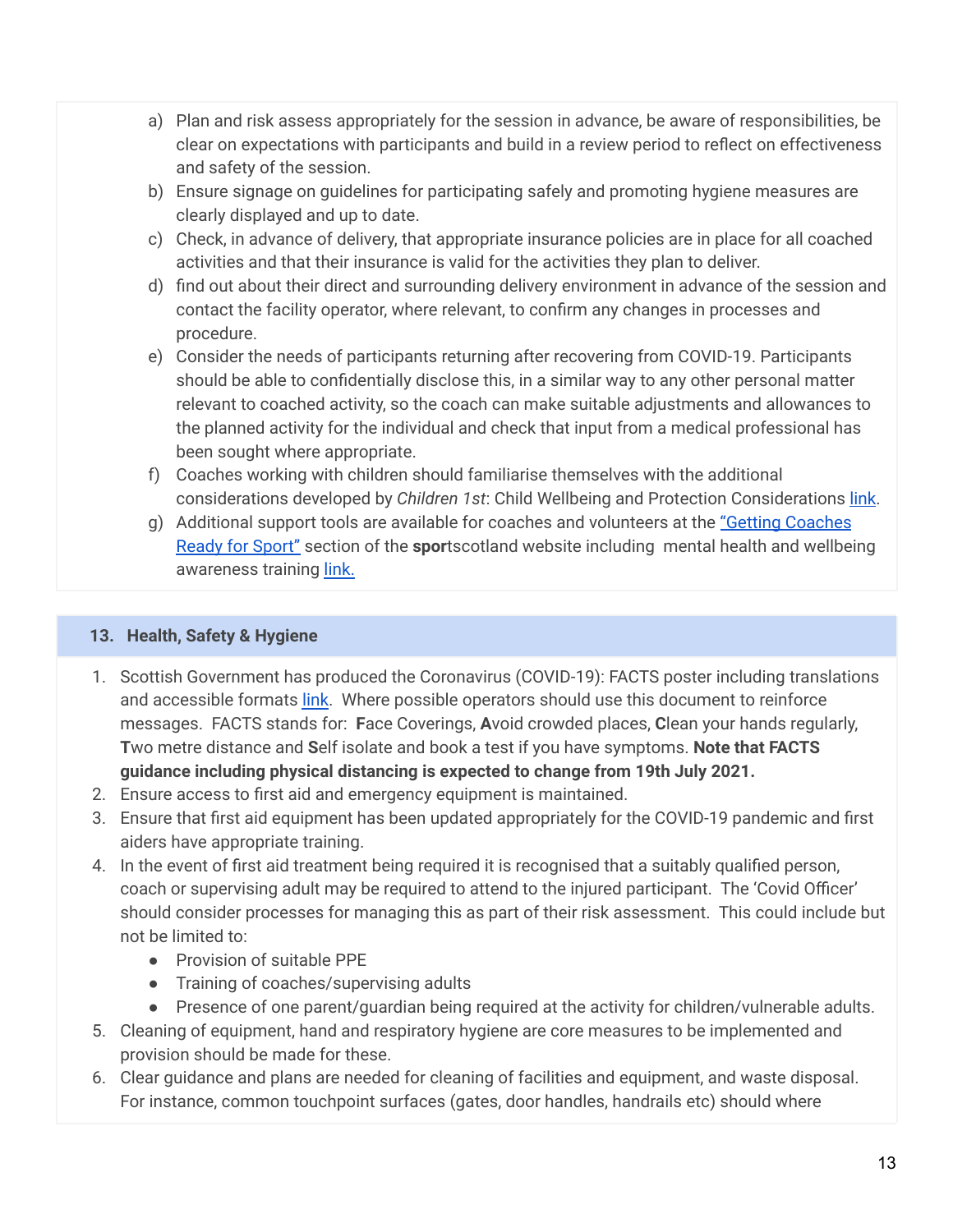a) Plan and risk assess appropriately for the session in advance, be aware of responsibilities, be clear on expectations with participants and build in a review period to reflect on effectiveness and safety of the session.
b) Ensure signage on guidelines for participating safely and promoting hygiene measures are clearly displayed and up to date.
c) Check, in advance of delivery, that appropriate insurance policies are in place for all coached activities and that their insurance is valid for the activities they plan to deliver.
d) find out about their direct and surrounding delivery environment in advance of the session and contact the facility operator, where relevant, to confirm any changes in processes and procedure.
e) Consider the needs of participants returning after recovering from COVID-19. Participants should be able to confidentially disclose this, in a similar way to any other personal matter relevant to coached activity, so the coach can make suitable adjustments and allowances to the planned activity for the individual and check that input from a medical professional has been sought where appropriate.
f) Coaches working with children should familiarise themselves with the additional considerations developed by *Children 1st*: Child Wellbeing and Protection Considerations link.
g) Additional support tools are available for coaches and volunteers at the "Getting Coaches Ready for Sport" section of the **sport**scotland website including mental health and wellbeing awareness training link.

## 13. Health, Safety & Hygiene

1. Scottish Government has produced the Coronavirus (COVID-19): FACTS poster including translations and accessible formats link. Where possible operators should use this document to reinforce messages. FACTS stands for: **F**ace Coverings, **A**void crowded places, **C**lean your hands regularly, **T**wo metre distance and **S**elf isolate and book a test if you have symptoms. **Note that FACTS guidance including physical distancing is expected to change from 19th July 2021.**
2. Ensure access to first aid and emergency equipment is maintained.
3. Ensure that first aid equipment has been updated appropriately for the COVID-19 pandemic and first aiders have appropriate training.
4. In the event of first aid treatment being required it is recognised that a suitably qualified person, coach or supervising adult may be required to attend to the injured participant. The 'Covid Officer' should consider processes for managing this as part of their risk assessment. This could include but not be limited to:
   - Provision of suitable PPE
   - Training of coaches/supervising adults
   - Presence of one parent/guardian being required at the activity for children/vulnerable adults.
5. Cleaning of equipment, hand and respiratory hygiene are core measures to be implemented and provision should be made for these.
6. Clear guidance and plans are needed for cleaning of facilities and equipment, and waste disposal. For instance, common touchpoint surfaces (gates, door handles, handrails etc) should where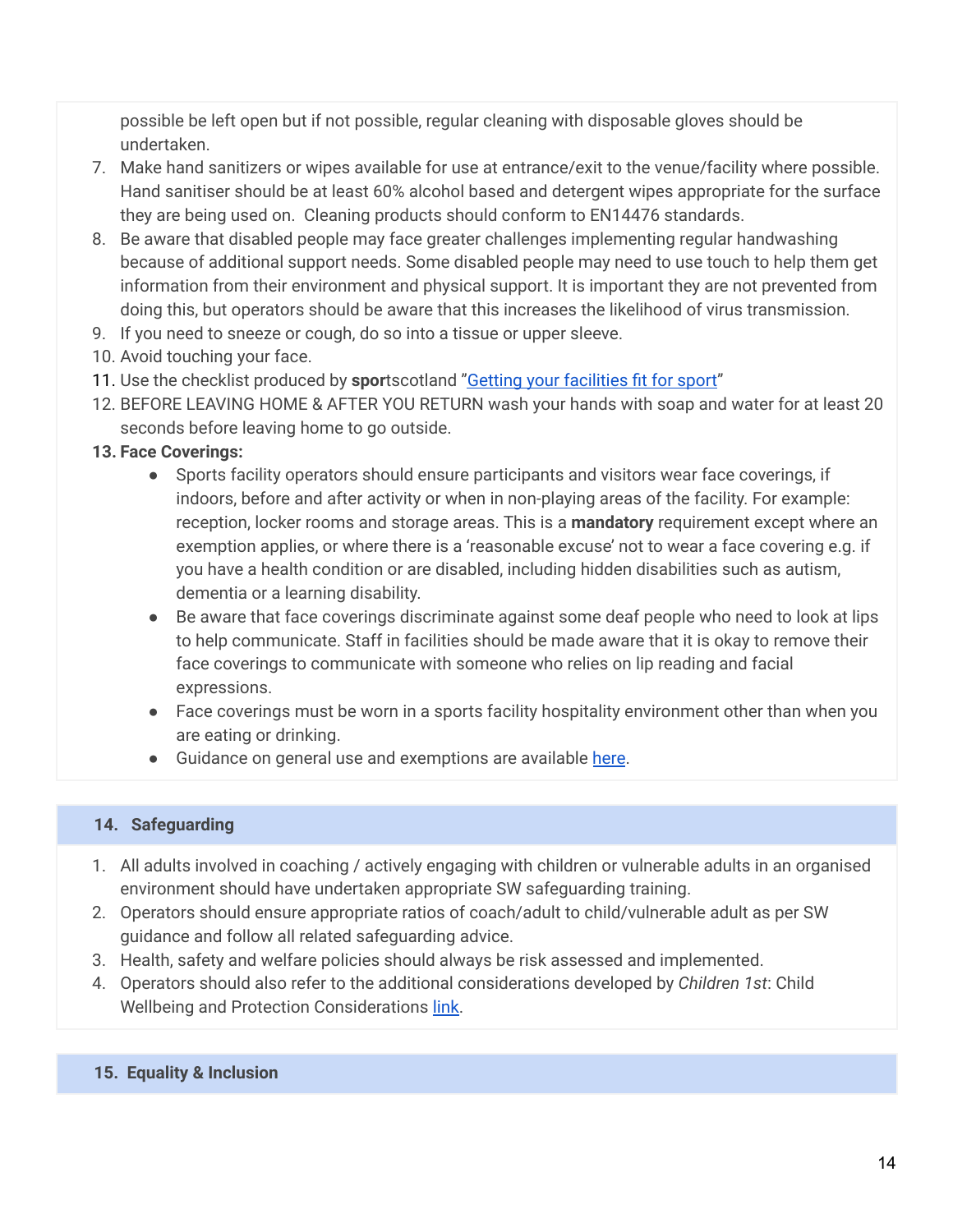possible be left open but if not possible, regular cleaning with disposable gloves should be undertaken.

7. Make hand sanitizers or wipes available for use at entrance/exit to the venue/facility where possible. Hand sanitiser should be at least 60% alcohol based and detergent wipes appropriate for the surface they are being used on. Cleaning products should conform to EN14476 standards.
8. Be aware that disabled people may face greater challenges implementing regular handwashing because of additional support needs. Some disabled people may need to use touch to help them get information from their environment and physical support. It is important they are not prevented from doing this, but operators should be aware that this increases the likelihood of virus transmission.
9. If you need to sneeze or cough, do so into a tissue or upper sleeve.
10. Avoid touching your face.
11. Use the checklist produced by **sport**scotland "Getting your facilities fit for sport"
12. BEFORE LEAVING HOME & AFTER YOU RETURN wash your hands with soap and water for at least 20 seconds before leaving home to go outside.
13. **Face Coverings:**
    - Sports facility operators should ensure participants and visitors wear face coverings, if indoors, before and after activity or when in non-playing areas of the facility. For example: reception, locker rooms and storage areas. This is a **mandatory** requirement except where an exemption applies, or where there is a 'reasonable excuse' not to wear a face covering e.g. if you have a health condition or are disabled, including hidden disabilities such as autism, dementia or a learning disability.
    - Be aware that face coverings discriminate against some deaf people who need to look at lips to help communicate. Staff in facilities should be made aware that it is okay to remove their face coverings to communicate with someone who relies on lip reading and facial expressions.
    - Face coverings must be worn in a sports facility hospitality environment other than when you are eating or drinking.
    - Guidance on general use and exemptions are available here.

## 14. Safeguarding

1. All adults involved in coaching / actively engaging with children or vulnerable adults in an organised environment should have undertaken appropriate SW safeguarding training.
2. Operators should ensure appropriate ratios of coach/adult to child/vulnerable adult as per SW guidance and follow all related safeguarding advice.
3. Health, safety and welfare policies should always be risk assessed and implemented.
4. Operators should also refer to the additional considerations developed by *Children 1st*: Child Wellbeing and Protection Considerations link.

## 15. Equality & Inclusion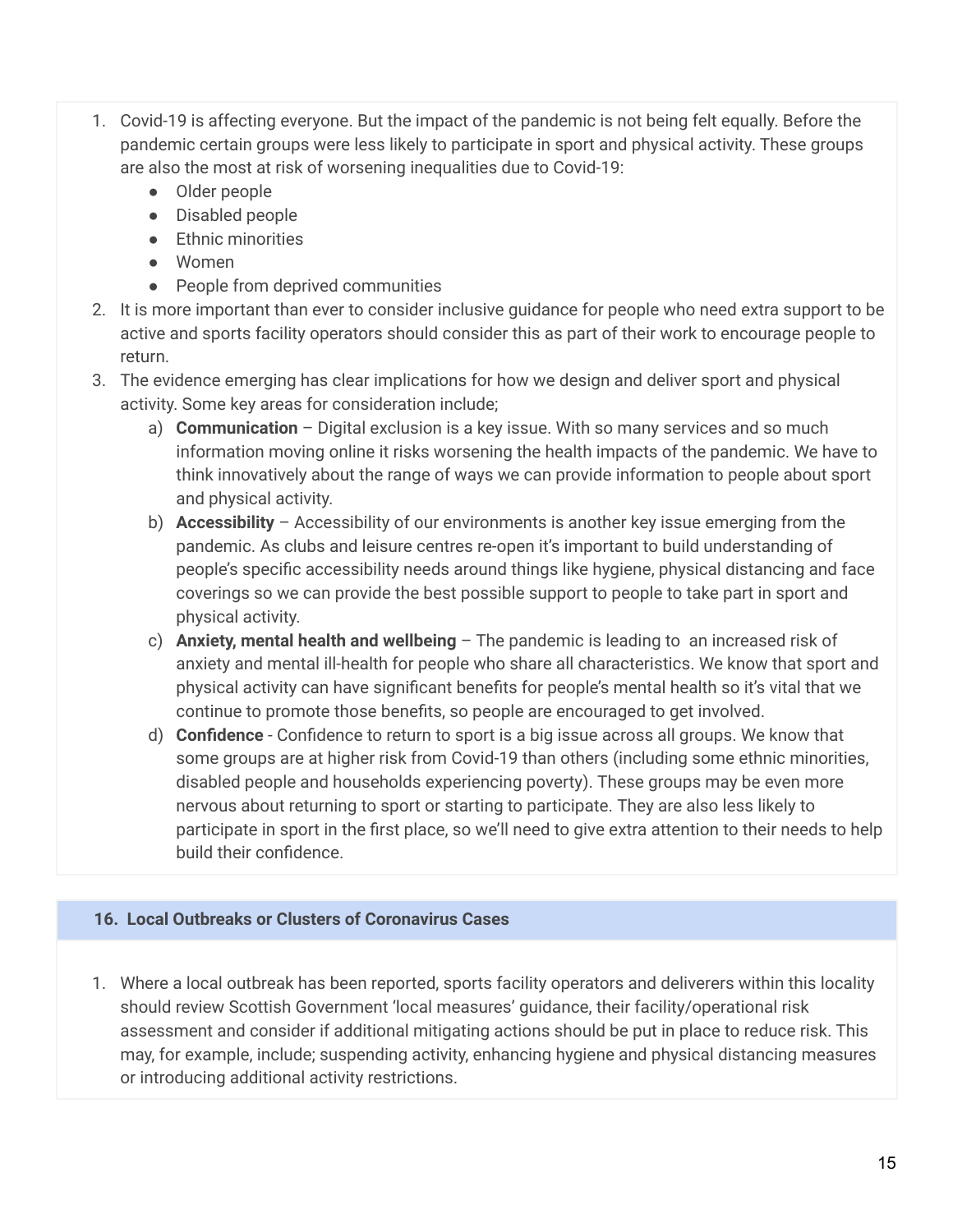1. Covid-19 is affecting everyone. But the impact of the pandemic is not being felt equally. Before the pandemic certain groups were less likely to participate in sport and physical activity. These groups are also the most at risk of worsening inequalities due to Covid-19:
    - Older people
    - Disabled people
    - Ethnic minorities
    - Women
    - People from deprived communities
2. It is more important than ever to consider inclusive guidance for people who need extra support to be active and sports facility operators should consider this as part of their work to encourage people to return.
3. The evidence emerging has clear implications for how we design and deliver sport and physical activity. Some key areas for consideration include;
    a) **Communication** – Digital exclusion is a key issue. With so many services and so much information moving online it risks worsening the health impacts of the pandemic. We have to think innovatively about the range of ways we can provide information to people about sport and physical activity.
    b) **Accessibility** – Accessibility of our environments is another key issue emerging from the pandemic. As clubs and leisure centres re-open it's important to build understanding of people's specific accessibility needs around things like hygiene, physical distancing and face coverings so we can provide the best possible support to people to take part in sport and physical activity.
    c) **Anxiety, mental health and wellbeing** – The pandemic is leading to an increased risk of anxiety and mental ill-health for people who share all characteristics. We know that sport and physical activity can have significant benefits for people's mental health so it's vital that we continue to promote those benefits, so people are encouraged to get involved.
    d) **Confidence** - Confidence to return to sport is a big issue across all groups. We know that some groups are at higher risk from Covid-19 than others (including some ethnic minorities, disabled people and households experiencing poverty). These groups may be even more nervous about returning to sport or starting to participate. They are also less likely to participate in sport in the first place, so we'll need to give extra attention to their needs to help build their confidence.

## 16. Local Outbreaks or Clusters of Coronavirus Cases

1. Where a local outbreak has been reported, sports facility operators and deliverers within this locality should review Scottish Government 'local measures' guidance, their facility/operational risk assessment and consider if additional mitigating actions should be put in place to reduce risk. This may, for example, include; suspending activity, enhancing hygiene and physical distancing measures or introducing additional activity restrictions.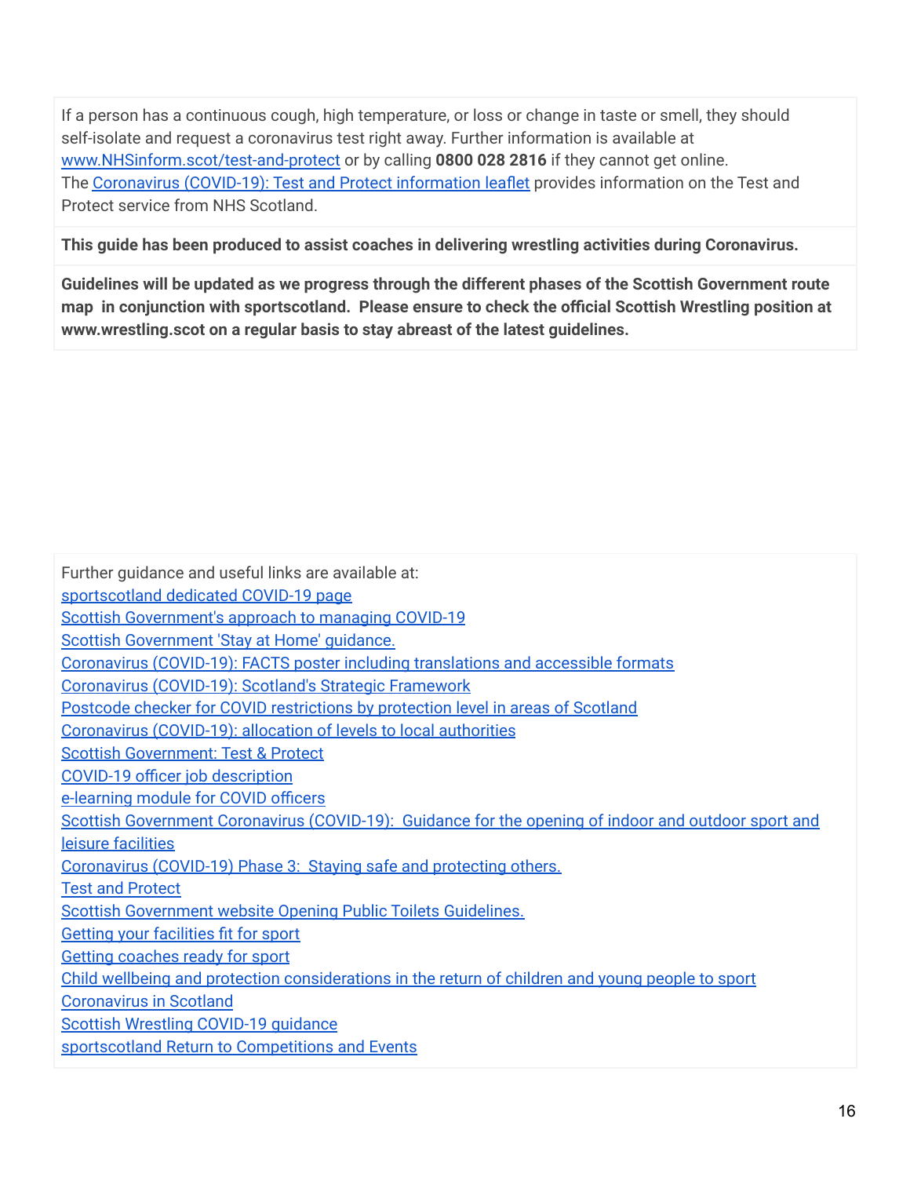If a person has a continuous cough, high temperature, or loss or change in taste or smell, they should self-isolate and request a coronavirus test right away. Further information is available at www.NHSinform.scot/test-and-protect or by calling **0800 028 2816** if they cannot get online. The Coronavirus (COVID-19): Test and Protect information leaflet provides information on the Test and Protect service from NHS Scotland.

**This guide has been produced to assist coaches in delivering wrestling activities during Coronavirus.**

**Guidelines will be updated as we progress through the different phases of the Scottish Government route map in conjunction with sportscotland. Please ensure to check the official Scottish Wrestling position at www.wrestling.scot on a regular basis to stay abreast of the latest guidelines.**

Further guidance and useful links are available at:
sportscotland dedicated COVID-19 page
Scottish Government's approach to managing COVID-19
Scottish Government 'Stay at Home' guidance.
Coronavirus (COVID-19): FACTS poster including translations and accessible formats
Coronavirus (COVID-19): Scotland's Strategic Framework
Postcode checker for COVID restrictions by protection level in areas of Scotland
Coronavirus (COVID-19): allocation of levels to local authorities
Scottish Government: Test & Protect
COVID-19 officer job description
e-learning module for COVID officers
Scottish Government Coronavirus (COVID-19): Guidance for the opening of indoor and outdoor sport and leisure facilities
Coronavirus (COVID-19) Phase 3: Staying safe and protecting others.
Test and Protect
Scottish Government website Opening Public Toilets Guidelines.
Getting your facilities fit for sport
Getting coaches ready for sport
Child wellbeing and protection considerations in the return of children and young people to sport
Coronavirus in Scotland
Scottish Wrestling COVID-19 guidance
sportscotland Return to Competitions and Events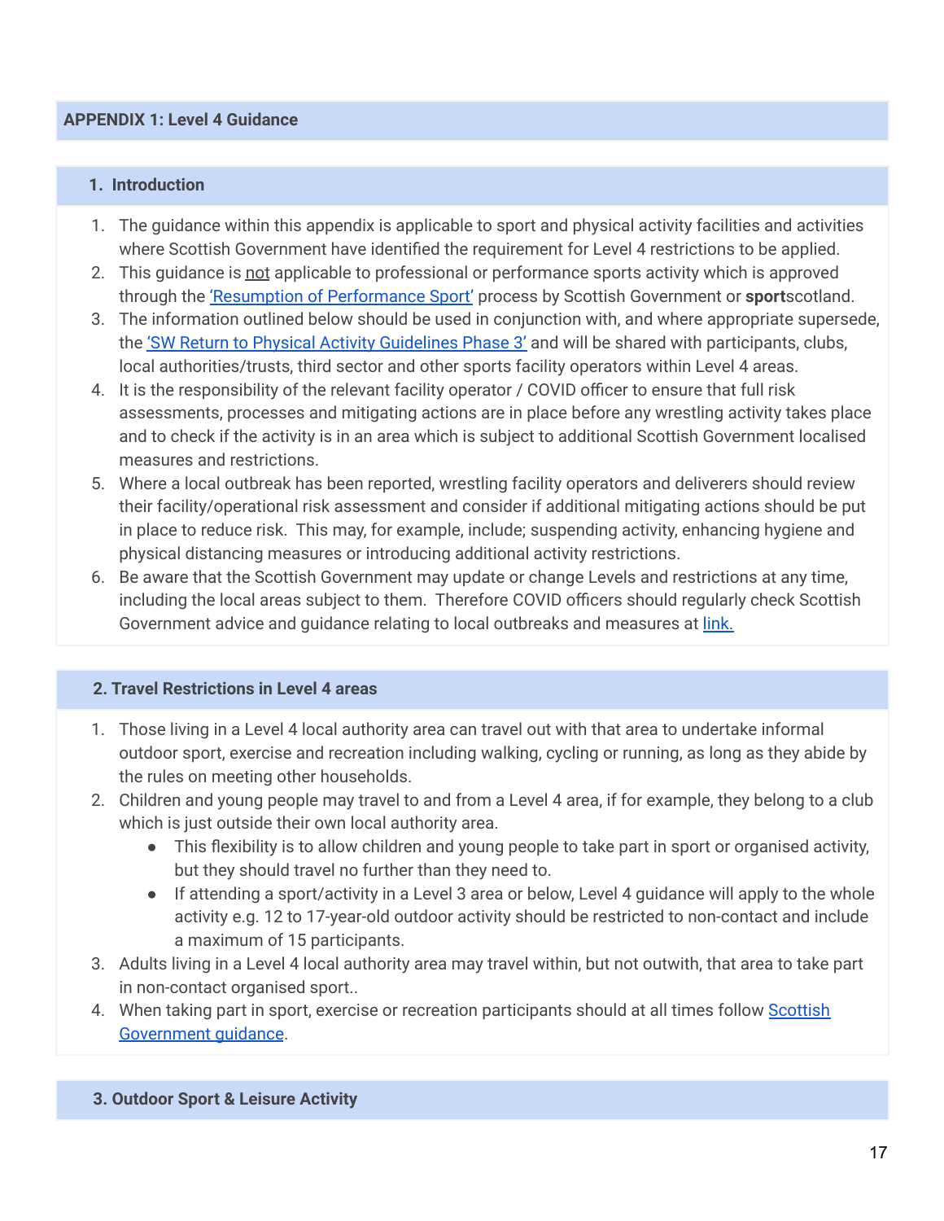## APPENDIX 1: Level 4 Guidance

### 1. Introduction

1. The guidance within this appendix is applicable to sport and physical activity facilities and activities where Scottish Government have identified the requirement for Level 4 restrictions to be applied.
2. This guidance is not applicable to professional or performance sports activity which is approved through the 'Resumption of Performance Sport' process by Scottish Government or **sport**scotland.
3. The information outlined below should be used in conjunction with, and where appropriate supersede, the 'SW Return to Physical Activity Guidelines Phase 3' and will be shared with participants, clubs, local authorities/trusts, third sector and other sports facility operators within Level 4 areas.
4. It is the responsibility of the relevant facility operator / COVID officer to ensure that full risk assessments, processes and mitigating actions are in place before any wrestling activity takes place and to check if the activity is in an area which is subject to additional Scottish Government localised measures and restrictions.
5. Where a local outbreak has been reported, wrestling facility operators and deliverers should review their facility/operational risk assessment and consider if additional mitigating actions should be put in place to reduce risk. This may, for example, include; suspending activity, enhancing hygiene and physical distancing measures or introducing additional activity restrictions.
6. Be aware that the Scottish Government may update or change Levels and restrictions at any time, including the local areas subject to them. Therefore COVID officers should regularly check Scottish Government advice and guidance relating to local outbreaks and measures at link.

### 2. Travel Restrictions in Level 4 areas

1. Those living in a Level 4 local authority area can travel out with that area to undertake informal outdoor sport, exercise and recreation including walking, cycling or running, as long as they abide by the rules on meeting other households.
2. Children and young people may travel to and from a Level 4 area, if for example, they belong to a club which is just outside their own local authority area.
   - This flexibility is to allow children and young people to take part in sport or organised activity, but they should travel no further than they need to.
   - If attending a sport/activity in a Level 3 area or below, Level 4 guidance will apply to the whole activity e.g. 12 to 17-year-old outdoor activity should be restricted to non-contact and include a maximum of 15 participants.
3. Adults living in a Level 4 local authority area may travel within, but not outwith, that area to take part in non-contact organised sport..
4. When taking part in sport, exercise or recreation participants should at all times follow Scottish Government guidance.

### 3. Outdoor Sport & Leisure Activity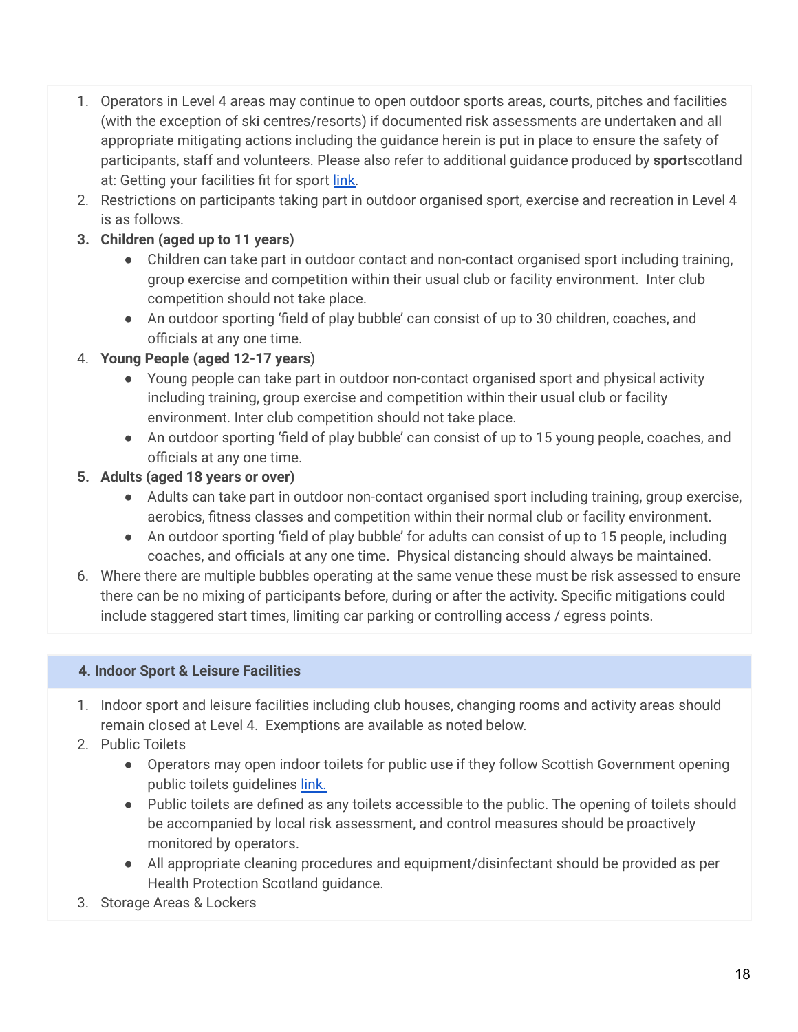1. Operators in Level 4 areas may continue to open outdoor sports areas, courts, pitches and facilities (with the exception of ski centres/resorts) if documented risk assessments are undertaken and all appropriate mitigating actions including the guidance herein is put in place to ensure the safety of participants, staff and volunteers. Please also refer to additional guidance produced by **sport**scotland at: Getting your facilities fit for sport [link](#).
2. Restrictions on participants taking part in outdoor organised sport, exercise and recreation in Level 4 is as follows.
3. **Children (aged up to 11 years)**
   - Children can take part in outdoor contact and non-contact organised sport including training, group exercise and competition within their usual club or facility environment. Inter club competition should not take place.
   - An outdoor sporting 'field of play bubble' can consist of up to 30 children, coaches, and officials at any one time.
4. **Young People (aged 12-17 years**)
   - Young people can take part in outdoor non-contact organised sport and physical activity including training, group exercise and competition within their usual club or facility environment. Inter club competition should not take place.
   - An outdoor sporting 'field of play bubble' can consist of up to 15 young people, coaches, and officials at any one time.
5. **Adults (aged 18 years or over)**
   - Adults can take part in outdoor non-contact organised sport including training, group exercise, aerobics, fitness classes and competition within their normal club or facility environment.
   - An outdoor sporting 'field of play bubble' for adults can consist of up to 15 people, including coaches, and officials at any one time. Physical distancing should always be maintained.
6. Where there are multiple bubbles operating at the same venue these must be risk assessed to ensure there can be no mixing of participants before, during or after the activity. Specific mitigations could include staggered start times, limiting car parking or controlling access / egress points.

## 4. Indoor Sport & Leisure Facilities

1. Indoor sport and leisure facilities including club houses, changing rooms and activity areas should remain closed at Level 4. Exemptions are available as noted below.
2. Public Toilets
   - Operators may open indoor toilets for public use if they follow Scottish Government opening public toilets guidelines [link.](#)
   - Public toilets are defined as any toilets accessible to the public. The opening of toilets should be accompanied by local risk assessment, and control measures should be proactively monitored by operators.
   - All appropriate cleaning procedures and equipment/disinfectant should be provided as per Health Protection Scotland guidance.
3. Storage Areas & Lockers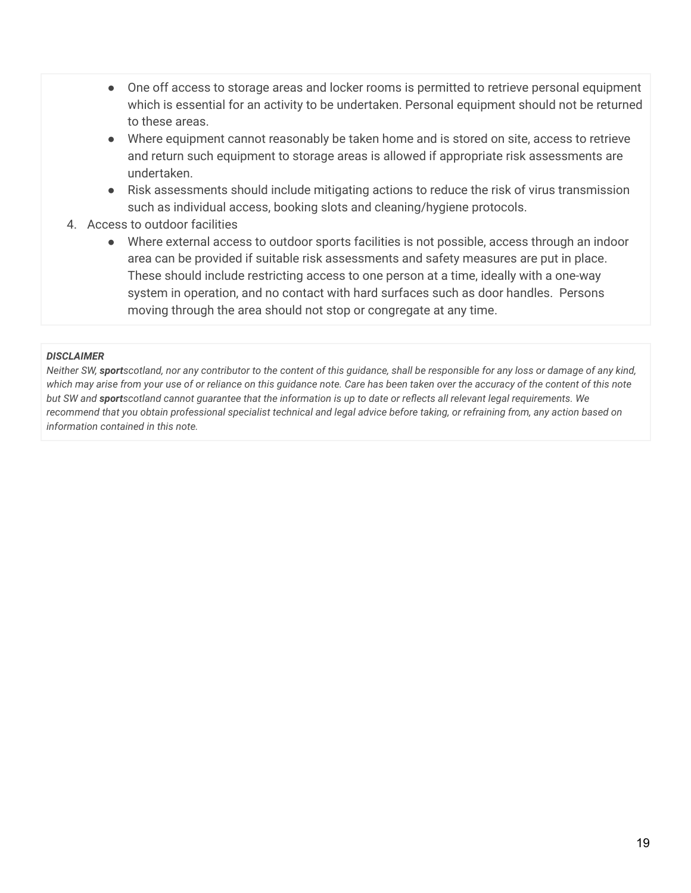- One off access to storage areas and locker rooms is permitted to retrieve personal equipment which is essential for an activity to be undertaken. Personal equipment should not be returned to these areas.
- Where equipment cannot reasonably be taken home and is stored on site, access to retrieve and return such equipment to storage areas is allowed if appropriate risk assessments are undertaken.
- Risk assessments should include mitigating actions to reduce the risk of virus transmission such as individual access, booking slots and cleaning/hygiene protocols.

4. Access to outdoor facilities
   - Where external access to outdoor sports facilities is not possible, access through an indoor area can be provided if suitable risk assessments and safety measures are put in place. These should include restricting access to one person at a time, ideally with a one-way system in operation, and no contact with hard surfaces such as door handles. Persons moving through the area should not stop or congregate at any time.

***DISCLAIMER***

*Neither SW, **sport**scotland, nor any contributor to the content of this guidance, shall be responsible for any loss or damage of any kind, which may arise from your use of or reliance on this guidance note. Care has been taken over the accuracy of the content of this note but SW and **sport**scotland cannot guarantee that the information is up to date or reflects all relevant legal requirements. We recommend that you obtain professional specialist technical and legal advice before taking, or refraining from, any action based on information contained in this note.*